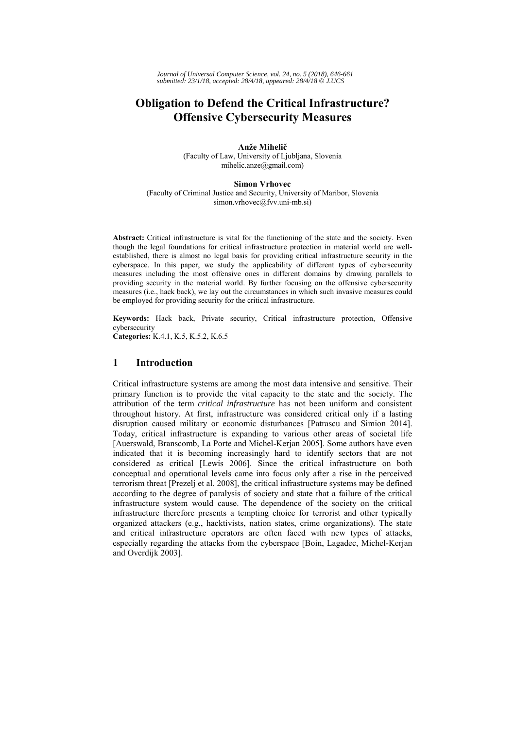# Obligation to Defend the Critical Infrastructure? Offensive Cybersecurity Measures

**Anže Mihelič**
(Faculty of Law, University of Ljubljana, Slovenia
mihelic.anze@gmail.com)

**Simon Vrhovec**
(Faculty of Criminal Justice and Security, University of Maribor, Slovenia
simon.vrhovec@fvv.uni-mb.si)

**Abstract:** Critical infrastructure is vital for the functioning of the state and the society. Even though the legal foundations for critical infrastructure protection in material world are well-established, there is almost no legal basis for providing critical infrastructure security in the cyberspace. In this paper, we study the applicability of different types of cybersecurity measures including the most offensive ones in different domains by drawing parallels to providing security in the material world. By further focusing on the offensive cybersecurity measures (i.e., hack back), we lay out the circumstances in which such invasive measures could be employed for providing security for the critical infrastructure.

**Keywords:** Hack back, Private security, Critical infrastructure protection, Offensive cybersecurity
**Categories:** K.4.1, K.5, K.5.2, K.6.5

## 1 Introduction

Critical infrastructure systems are among the most data intensive and sensitive. Their primary function is to provide the vital capacity to the state and the society. The attribution of the term *critical infrastructure* has not been uniform and consistent throughout history. At first, infrastructure was considered critical only if a lasting disruption caused military or economic disturbances [Patrascu and Simion 2014]. Today, critical infrastructure is expanding to various other areas of societal life [Auerswald, Branscomb, La Porte and Michel-Kerjan 2005]. Some authors have even indicated that it is becoming increasingly hard to identify sectors that are not considered as critical [Lewis 2006]. Since the critical infrastructure on both conceptual and operational levels came into focus only after a rise in the perceived terrorism threat [Prezelj et al. 2008], the critical infrastructure systems may be defined according to the degree of paralysis of society and state that a failure of the critical infrastructure system would cause. The dependence of the society on the critical infrastructure therefore presents a tempting choice for terrorist and other typically organized attackers (e.g., hacktivists, nation states, crime organizations). The state and critical infrastructure operators are often faced with new types of attacks, especially regarding the attacks from the cyberspace [Boin, Lagadec, Michel-Kerjan and Overdijk 2003].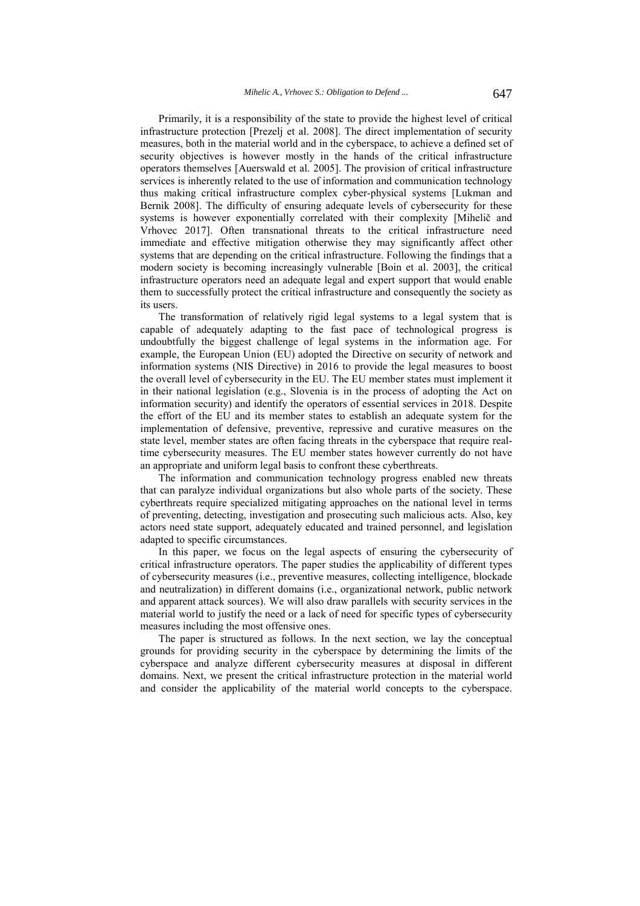Primarily, it is a responsibility of the state to provide the highest level of critical infrastructure protection [Prezelj et al. 2008]. The direct implementation of security measures, both in the material world and in the cyberspace, to achieve a defined set of security objectives is however mostly in the hands of the critical infrastructure operators themselves [Auerswald et al. 2005]. The provision of critical infrastructure services is inherently related to the use of information and communication technology thus making critical infrastructure complex cyber-physical systems [Lukman and Bernik 2008]. The difficulty of ensuring adequate levels of cybersecurity for these systems is however exponentially correlated with their complexity [Mihelič and Vrhovec 2017]. Often transnational threats to the critical infrastructure need immediate and effective mitigation otherwise they may significantly affect other systems that are depending on the critical infrastructure. Following the findings that a modern society is becoming increasingly vulnerable [Boin et al. 2003], the critical infrastructure operators need an adequate legal and expert support that would enable them to successfully protect the critical infrastructure and consequently the society as its users.

The transformation of relatively rigid legal systems to a legal system that is capable of adequately adapting to the fast pace of technological progress is undoubtfully the biggest challenge of legal systems in the information age. For example, the European Union (EU) adopted the Directive on security of network and information systems (NIS Directive) in 2016 to provide the legal measures to boost the overall level of cybersecurity in the EU. The EU member states must implement it in their national legislation (e.g., Slovenia is in the process of adopting the Act on information security) and identify the operators of essential services in 2018. Despite the effort of the EU and its member states to establish an adequate system for the implementation of defensive, preventive, repressive and curative measures on the state level, member states are often facing threats in the cyberspace that require real-time cybersecurity measures. The EU member states however currently do not have an appropriate and uniform legal basis to confront these cyberthreats.

The information and communication technology progress enabled new threats that can paralyze individual organizations but also whole parts of the society. These cyberthreats require specialized mitigating approaches on the national level in terms of preventing, detecting, investigation and prosecuting such malicious acts. Also, key actors need state support, adequately educated and trained personnel, and legislation adapted to specific circumstances.

In this paper, we focus on the legal aspects of ensuring the cybersecurity of critical infrastructure operators. The paper studies the applicability of different types of cybersecurity measures (i.e., preventive measures, collecting intelligence, blockade and neutralization) in different domains (i.e., organizational network, public network and apparent attack sources). We will also draw parallels with security services in the material world to justify the need or a lack of need for specific types of cybersecurity measures including the most offensive ones.

The paper is structured as follows. In the next section, we lay the conceptual grounds for providing security in the cyberspace by determining the limits of the cyberspace and analyze different cybersecurity measures at disposal in different domains. Next, we present the critical infrastructure protection in the material world and consider the applicability of the material world concepts to the cyberspace.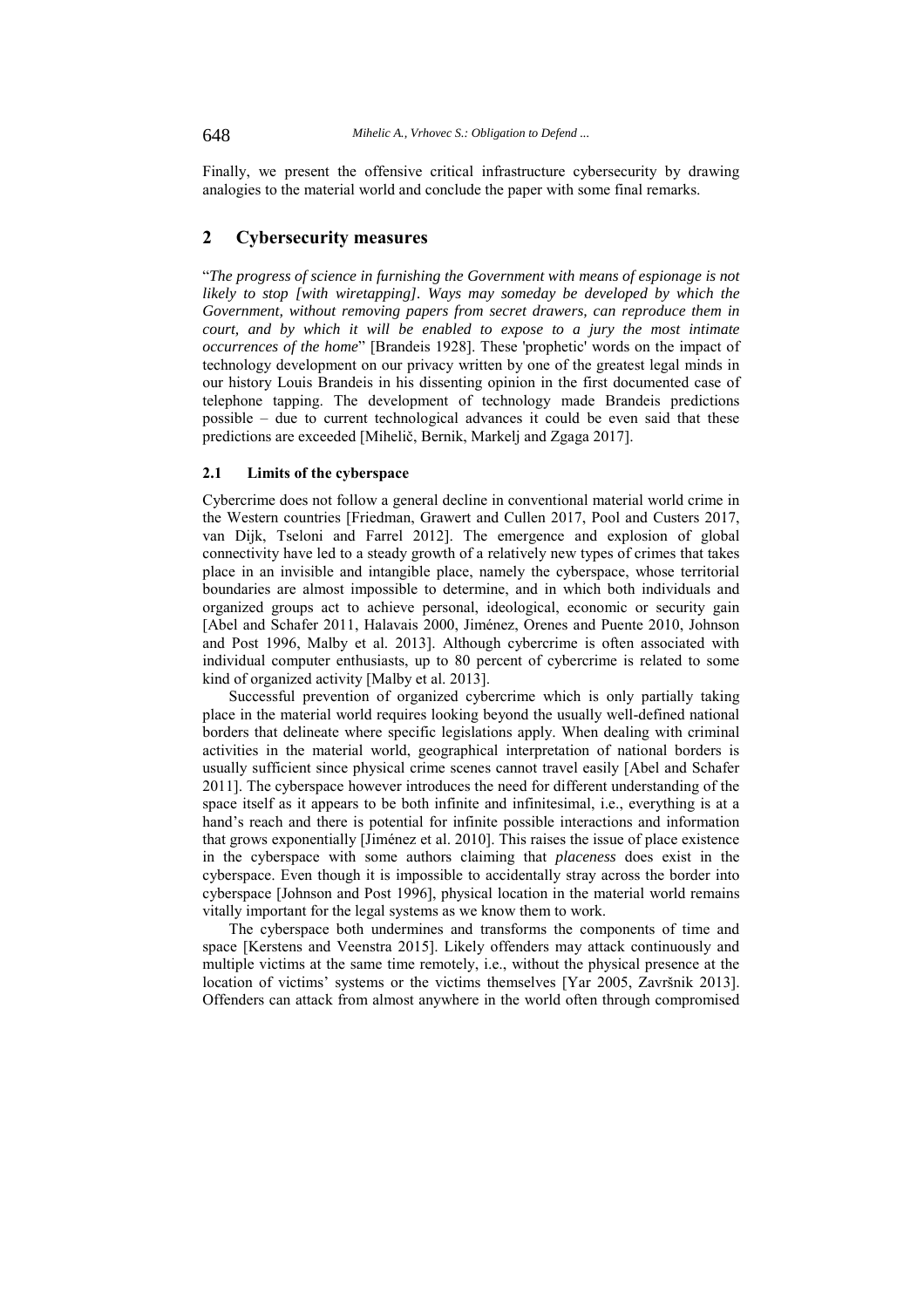Finally, we present the offensive critical infrastructure cybersecurity by drawing analogies to the material world and conclude the paper with some final remarks.

## 2 Cybersecurity measures

"*The progress of science in furnishing the Government with means of espionage is not likely to stop [with wiretapping]. Ways may someday be developed by which the Government, without removing papers from secret drawers, can reproduce them in court, and by which it will be enabled to expose to a jury the most intimate occurrences of the home*" [Brandeis 1928]. These 'prophetic' words on the impact of technology development on our privacy written by one of the greatest legal minds in our history Louis Brandeis in his dissenting opinion in the first documented case of telephone tapping. The development of technology made Brandeis predictions possible – due to current technological advances it could be even said that these predictions are exceeded [Mihelič, Bernik, Markelj and Zgaga 2017].

### 2.1 Limits of the cyberspace

Cybercrime does not follow a general decline in conventional material world crime in the Western countries [Friedman, Grawert and Cullen 2017, Pool and Custers 2017, van Dijk, Tseloni and Farrel 2012]. The emergence and explosion of global connectivity have led to a steady growth of a relatively new types of crimes that takes place in an invisible and intangible place, namely the cyberspace, whose territorial boundaries are almost impossible to determine, and in which both individuals and organized groups act to achieve personal, ideological, economic or security gain [Abel and Schafer 2011, Halavais 2000, Jiménez, Orenes and Puente 2010, Johnson and Post 1996, Malby et al. 2013]. Although cybercrime is often associated with individual computer enthusiasts, up to 80 percent of cybercrime is related to some kind of organized activity [Malby et al. 2013].

Successful prevention of organized cybercrime which is only partially taking place in the material world requires looking beyond the usually well-defined national borders that delineate where specific legislations apply. When dealing with criminal activities in the material world, geographical interpretation of national borders is usually sufficient since physical crime scenes cannot travel easily [Abel and Schafer 2011]. The cyberspace however introduces the need for different understanding of the space itself as it appears to be both infinite and infinitesimal, i.e., everything is at a hand's reach and there is potential for infinite possible interactions and information that grows exponentially [Jiménez et al. 2010]. This raises the issue of place existence in the cyberspace with some authors claiming that *placeness* does exist in the cyberspace. Even though it is impossible to accidentally stray across the border into cyberspace [Johnson and Post 1996], physical location in the material world remains vitally important for the legal systems as we know them to work.

The cyberspace both undermines and transforms the components of time and space [Kerstens and Veenstra 2015]. Likely offenders may attack continuously and multiple victims at the same time remotely, i.e., without the physical presence at the location of victims' systems or the victims themselves [Yar 2005, Završnik 2013]. Offenders can attack from almost anywhere in the world often through compromised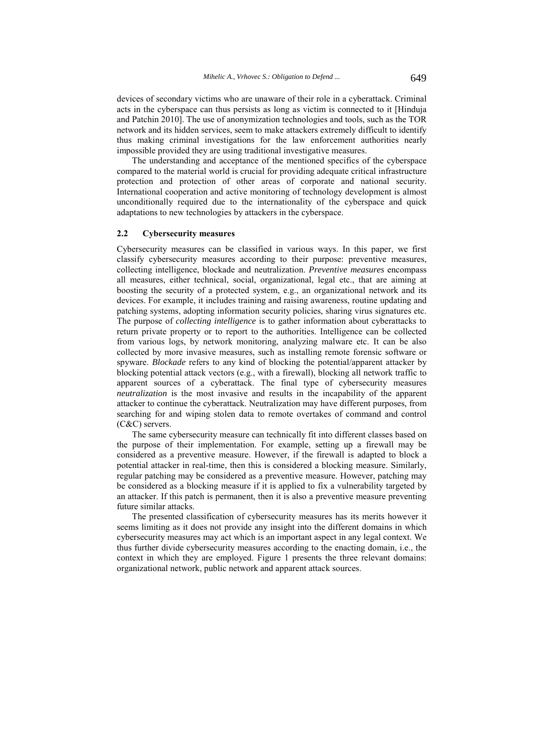devices of secondary victims who are unaware of their role in a cyberattack. Criminal acts in the cyberspace can thus persists as long as victim is connected to it [Hinduja and Patchin 2010]. The use of anonymization technologies and tools, such as the TOR network and its hidden services, seem to make attackers extremely difficult to identify thus making criminal investigations for the law enforcement authorities nearly impossible provided they are using traditional investigative measures.

The understanding and acceptance of the mentioned specifics of the cyberspace compared to the material world is crucial for providing adequate critical infrastructure protection and protection of other areas of corporate and national security. International cooperation and active monitoring of technology development is almost unconditionally required due to the internationality of the cyberspace and quick adaptations to new technologies by attackers in the cyberspace.

### 2.2 Cybersecurity measures

Cybersecurity measures can be classified in various ways. In this paper, we first classify cybersecurity measures according to their purpose: preventive measures, collecting intelligence, blockade and neutralization. *Preventive measures* encompass all measures, either technical, social, organizational, legal etc., that are aiming at boosting the security of a protected system, e.g., an organizational network and its devices. For example, it includes training and raising awareness, routine updating and patching systems, adopting information security policies, sharing virus signatures etc. The purpose of *collecting intelligence* is to gather information about cyberattacks to return private property or to report to the authorities. Intelligence can be collected from various logs, by network monitoring, analyzing malware etc. It can be also collected by more invasive measures, such as installing remote forensic software or spyware. *Blockade* refers to any kind of blocking the potential/apparent attacker by blocking potential attack vectors (e.g., with a firewall), blocking all network traffic to apparent sources of a cyberattack. The final type of cybersecurity measures *neutralization* is the most invasive and results in the incapability of the apparent attacker to continue the cyberattack. Neutralization may have different purposes, from searching for and wiping stolen data to remote overtakes of command and control (C&C) servers.

The same cybersecurity measure can technically fit into different classes based on the purpose of their implementation. For example, setting up a firewall may be considered as a preventive measure. However, if the firewall is adapted to block a potential attacker in real-time, then this is considered a blocking measure. Similarly, regular patching may be considered as a preventive measure. However, patching may be considered as a blocking measure if it is applied to fix a vulnerability targeted by an attacker. If this patch is permanent, then it is also a preventive measure preventing future similar attacks.

The presented classification of cybersecurity measures has its merits however it seems limiting as it does not provide any insight into the different domains in which cybersecurity measures may act which is an important aspect in any legal context. We thus further divide cybersecurity measures according to the enacting domain, i.e., the context in which they are employed. Figure 1 presents the three relevant domains: organizational network, public network and apparent attack sources.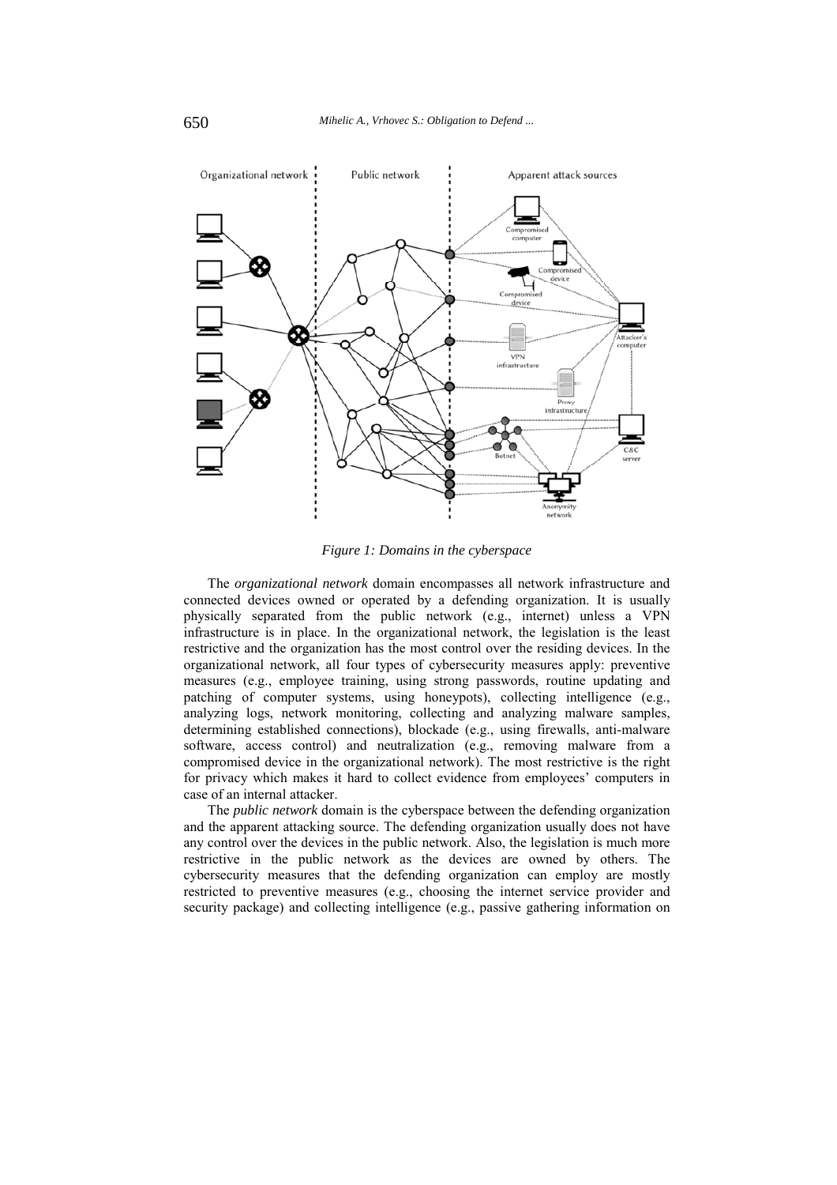Figure 1: Domains in the cyberspace

The *organizational network* domain encompasses all network infrastructure and connected devices owned or operated by a defending organization. It is usually physically separated from the public network (e.g., internet) unless a VPN infrastructure is in place. In the organizational network, the legislation is the least restrictive and the organization has the most control over the residing devices. In the organizational network, all four types of cybersecurity measures apply: preventive measures (e.g., employee training, using strong passwords, routine updating and patching of computer systems, using honeypots), collecting intelligence (e.g., analyzing logs, network monitoring, collecting and analyzing malware samples, determining established connections), blockade (e.g., using firewalls, anti-malware software, access control) and neutralization (e.g., removing malware from a compromised device in the organizational network). The most restrictive is the right for privacy which makes it hard to collect evidence from employees' computers in case of an internal attacker.

The *public network* domain is the cyberspace between the defending organization and the apparent attacking source. The defending organization usually does not have any control over the devices in the public network. Also, the legislation is much more restrictive in the public network as the devices are owned by others. The cybersecurity measures that the defending organization can employ are mostly restricted to preventive measures (e.g., choosing the internet service provider and security package) and collecting intelligence (e.g., passive gathering information on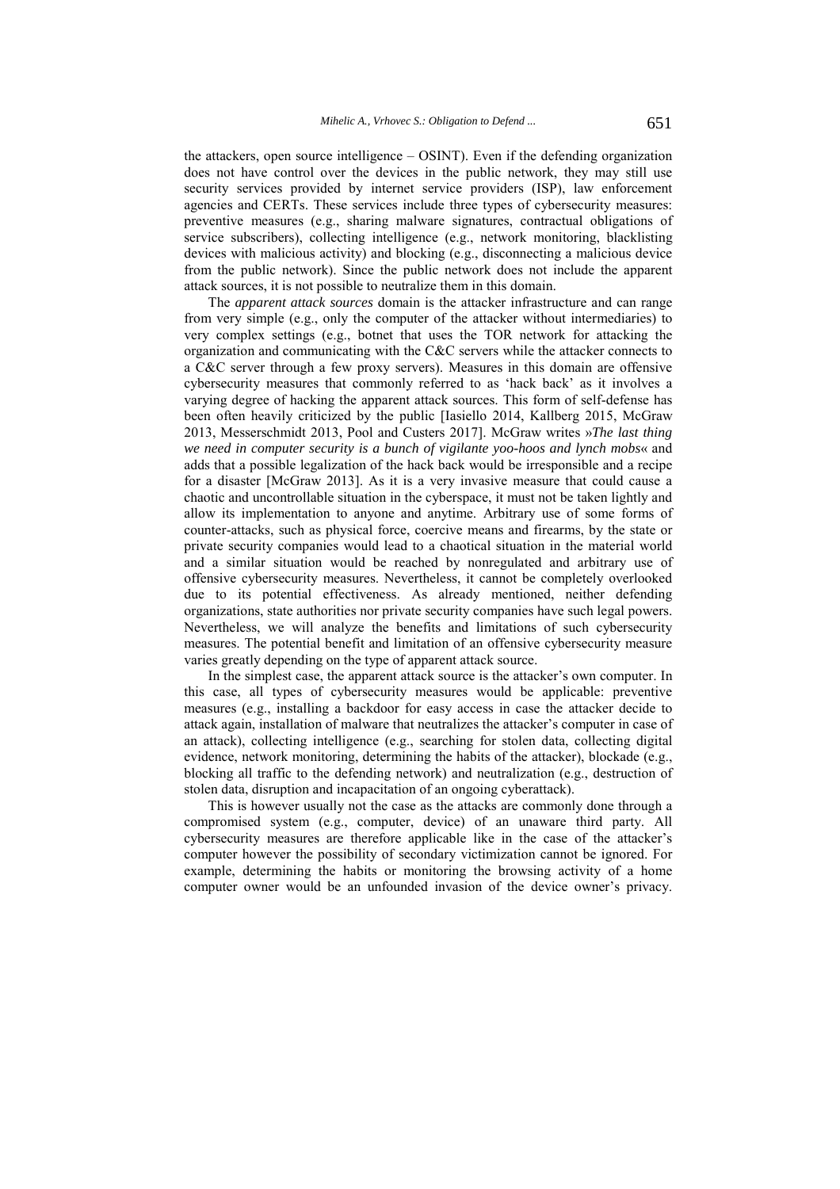the attackers, open source intelligence – OSINT). Even if the defending organization does not have control over the devices in the public network, they may still use security services provided by internet service providers (ISP), law enforcement agencies and CERTs. These services include three types of cybersecurity measures: preventive measures (e.g., sharing malware signatures, contractual obligations of service subscribers), collecting intelligence (e.g., network monitoring, blacklisting devices with malicious activity) and blocking (e.g., disconnecting a malicious device from the public network). Since the public network does not include the apparent attack sources, it is not possible to neutralize them in this domain.

The *apparent attack sources* domain is the attacker infrastructure and can range from very simple (e.g., only the computer of the attacker without intermediaries) to very complex settings (e.g., botnet that uses the TOR network for attacking the organization and communicating with the C&C servers while the attacker connects to a C&C server through a few proxy servers). Measures in this domain are offensive cybersecurity measures that commonly referred to as 'hack back' as it involves a varying degree of hacking the apparent attack sources. This form of self-defense has been often heavily criticized by the public [Iasiello 2014, Kallberg 2015, McGraw 2013, Messerschmidt 2013, Pool and Custers 2017]. McGraw writes »*The last thing we need in computer security is a bunch of vigilante yoo-hoos and lynch mobs*« and adds that a possible legalization of the hack back would be irresponsible and a recipe for a disaster [McGraw 2013]. As it is a very invasive measure that could cause a chaotic and uncontrollable situation in the cyberspace, it must not be taken lightly and allow its implementation to anyone and anytime. Arbitrary use of some forms of counter-attacks, such as physical force, coercive means and firearms, by the state or private security companies would lead to a chaotical situation in the material world and a similar situation would be reached by nonregulated and arbitrary use of offensive cybersecurity measures. Nevertheless, it cannot be completely overlooked due to its potential effectiveness. As already mentioned, neither defending organizations, state authorities nor private security companies have such legal powers. Nevertheless, we will analyze the benefits and limitations of such cybersecurity measures. The potential benefit and limitation of an offensive cybersecurity measure varies greatly depending on the type of apparent attack source.

In the simplest case, the apparent attack source is the attacker's own computer. In this case, all types of cybersecurity measures would be applicable: preventive measures (e.g., installing a backdoor for easy access in case the attacker decide to attack again, installation of malware that neutralizes the attacker's computer in case of an attack), collecting intelligence (e.g., searching for stolen data, collecting digital evidence, network monitoring, determining the habits of the attacker), blockade (e.g., blocking all traffic to the defending network) and neutralization (e.g., destruction of stolen data, disruption and incapacitation of an ongoing cyberattack).

This is however usually not the case as the attacks are commonly done through a compromised system (e.g., computer, device) of an unaware third party. All cybersecurity measures are therefore applicable like in the case of the attacker's computer however the possibility of secondary victimization cannot be ignored. For example, determining the habits or monitoring the browsing activity of a home computer owner would be an unfounded invasion of the device owner's privacy.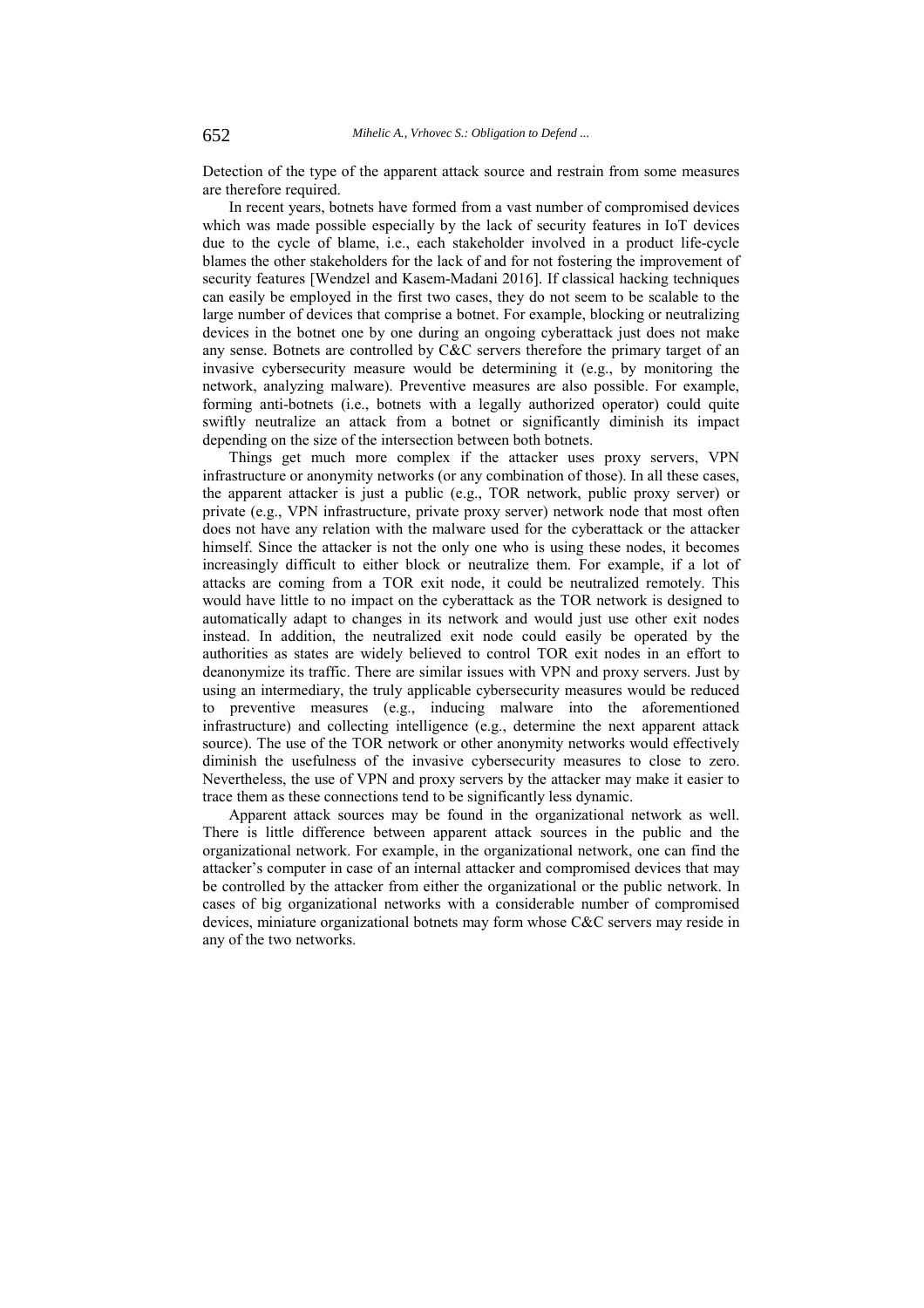Detection of the type of the apparent attack source and restrain from some measures are therefore required.

In recent years, botnets have formed from a vast number of compromised devices which was made possible especially by the lack of security features in IoT devices due to the cycle of blame, i.e., each stakeholder involved in a product life-cycle blames the other stakeholders for the lack of and for not fostering the improvement of security features [Wendzel and Kasem-Madani 2016]. If classical hacking techniques can easily be employed in the first two cases, they do not seem to be scalable to the large number of devices that comprise a botnet. For example, blocking or neutralizing devices in the botnet one by one during an ongoing cyberattack just does not make any sense. Botnets are controlled by C&C servers therefore the primary target of an invasive cybersecurity measure would be determining it (e.g., by monitoring the network, analyzing malware). Preventive measures are also possible. For example, forming anti-botnets (i.e., botnets with a legally authorized operator) could quite swiftly neutralize an attack from a botnet or significantly diminish its impact depending on the size of the intersection between both botnets.

Things get much more complex if the attacker uses proxy servers, VPN infrastructure or anonymity networks (or any combination of those). In all these cases, the apparent attacker is just a public (e.g., TOR network, public proxy server) or private (e.g., VPN infrastructure, private proxy server) network node that most often does not have any relation with the malware used for the cyberattack or the attacker himself. Since the attacker is not the only one who is using these nodes, it becomes increasingly difficult to either block or neutralize them. For example, if a lot of attacks are coming from a TOR exit node, it could be neutralized remotely. This would have little to no impact on the cyberattack as the TOR network is designed to automatically adapt to changes in its network and would just use other exit nodes instead. In addition, the neutralized exit node could easily be operated by the authorities as states are widely believed to control TOR exit nodes in an effort to deanonymize its traffic. There are similar issues with VPN and proxy servers. Just by using an intermediary, the truly applicable cybersecurity measures would be reduced to preventive measures (e.g., inducing malware into the aforementioned infrastructure) and collecting intelligence (e.g., determine the next apparent attack source). The use of the TOR network or other anonymity networks would effectively diminish the usefulness of the invasive cybersecurity measures to close to zero. Nevertheless, the use of VPN and proxy servers by the attacker may make it easier to trace them as these connections tend to be significantly less dynamic.

Apparent attack sources may be found in the organizational network as well. There is little difference between apparent attack sources in the public and the organizational network. For example, in the organizational network, one can find the attacker's computer in case of an internal attacker and compromised devices that may be controlled by the attacker from either the organizational or the public network. In cases of big organizational networks with a considerable number of compromised devices, miniature organizational botnets may form whose C&C servers may reside in any of the two networks.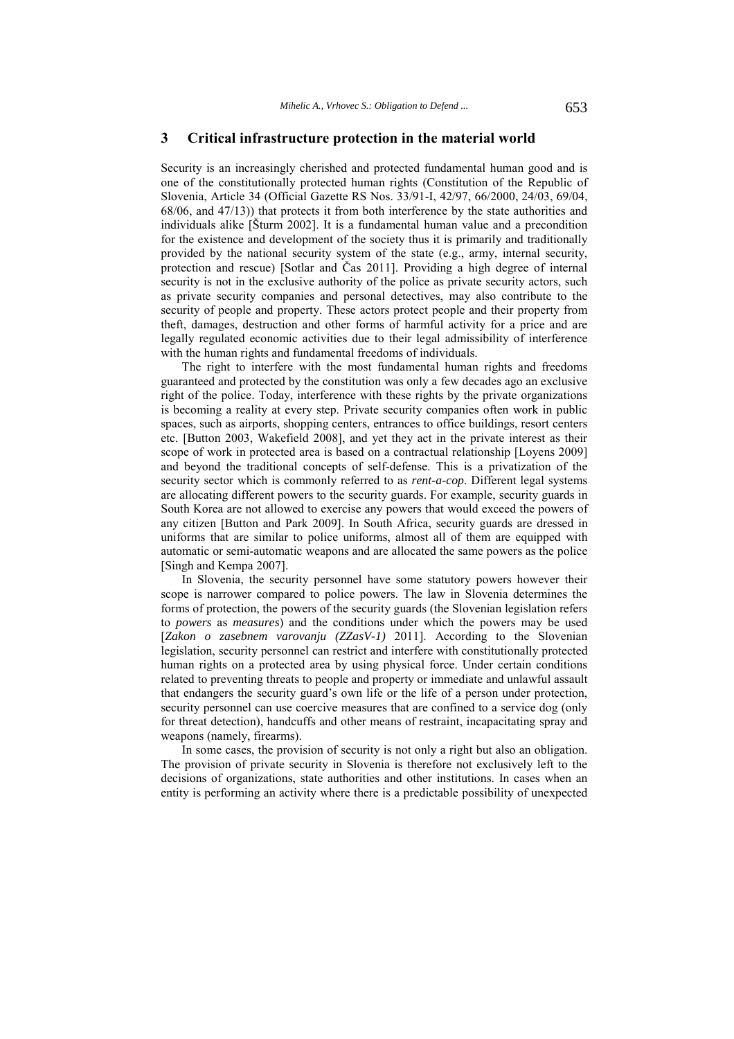## 3 Critical infrastructure protection in the material world

Security is an increasingly cherished and protected fundamental human good and is one of the constitutionally protected human rights (Constitution of the Republic of Slovenia, Article 34 (Official Gazette RS Nos. 33/91-I, 42/97, 66/2000, 24/03, 69/04, 68/06, and 47/13)) that protects it from both interference by the state authorities and individuals alike [Šturm 2002]. It is a fundamental human value and a precondition for the existence and development of the society thus it is primarily and traditionally provided by the national security system of the state (e.g., army, internal security, protection and rescue) [Sotlar and Čas 2011]. Providing a high degree of internal security is not in the exclusive authority of the police as private security actors, such as private security companies and personal detectives, may also contribute to the security of people and property. These actors protect people and their property from theft, damages, destruction and other forms of harmful activity for a price and are legally regulated economic activities due to their legal admissibility of interference with the human rights and fundamental freedoms of individuals.

The right to interfere with the most fundamental human rights and freedoms guaranteed and protected by the constitution was only a few decades ago an exclusive right of the police. Today, interference with these rights by the private organizations is becoming a reality at every step. Private security companies often work in public spaces, such as airports, shopping centers, entrances to office buildings, resort centers etc. [Button 2003, Wakefield 2008], and yet they act in the private interest as their scope of work in protected area is based on a contractual relationship [Loyens 2009] and beyond the traditional concepts of self-defense. This is a privatization of the security sector which is commonly referred to as *rent-a-cop*. Different legal systems are allocating different powers to the security guards. For example, security guards in South Korea are not allowed to exercise any powers that would exceed the powers of any citizen [Button and Park 2009]. In South Africa, security guards are dressed in uniforms that are similar to police uniforms, almost all of them are equipped with automatic or semi-automatic weapons and are allocated the same powers as the police [Singh and Kempa 2007].

In Slovenia, the security personnel have some statutory powers however their scope is narrower compared to police powers. The law in Slovenia determines the forms of protection, the powers of the security guards (the Slovenian legislation refers to *powers* as *measures*) and the conditions under which the powers may be used [*Zakon o zasebnem varovanju (ZZasV-1)* 2011]. According to the Slovenian legislation, security personnel can restrict and interfere with constitutionally protected human rights on a protected area by using physical force. Under certain conditions related to preventing threats to people and property or immediate and unlawful assault that endangers the security guard's own life or the life of a person under protection, security personnel can use coercive measures that are confined to a service dog (only for threat detection), handcuffs and other means of restraint, incapacitating spray and weapons (namely, firearms).

In some cases, the provision of security is not only a right but also an obligation. The provision of private security in Slovenia is therefore not exclusively left to the decisions of organizations, state authorities and other institutions. In cases when an entity is performing an activity where there is a predictable possibility of unexpected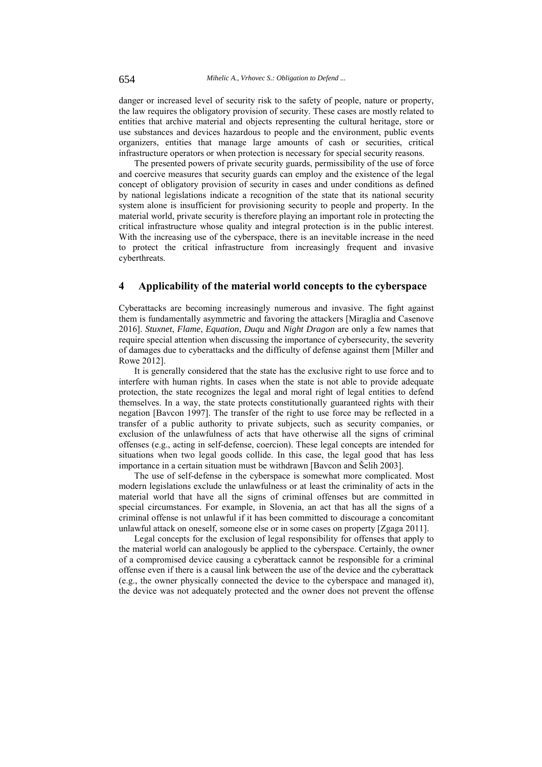danger or increased level of security risk to the safety of people, nature or property, the law requires the obligatory provision of security. These cases are mostly related to entities that archive material and objects representing the cultural heritage, store or use substances and devices hazardous to people and the environment, public events organizers, entities that manage large amounts of cash or securities, critical infrastructure operators or when protection is necessary for special security reasons.

The presented powers of private security guards, permissibility of the use of force and coercive measures that security guards can employ and the existence of the legal concept of obligatory provision of security in cases and under conditions as defined by national legislations indicate a recognition of the state that its national security system alone is insufficient for provisioning security to people and property. In the material world, private security is therefore playing an important role in protecting the critical infrastructure whose quality and integral protection is in the public interest. With the increasing use of the cyberspace, there is an inevitable increase in the need to protect the critical infrastructure from increasingly frequent and invasive cyberthreats.

## 4 Applicability of the material world concepts to the cyberspace

Cyberattacks are becoming increasingly numerous and invasive. The fight against them is fundamentally asymmetric and favoring the attackers [Miraglia and Casenove 2016]. *Stuxnet*, *Flame*, *Equation*, *Duqu* and *Night Dragon* are only a few names that require special attention when discussing the importance of cybersecurity, the severity of damages due to cyberattacks and the difficulty of defense against them [Miller and Rowe 2012].

It is generally considered that the state has the exclusive right to use force and to interfere with human rights. In cases when the state is not able to provide adequate protection, the state recognizes the legal and moral right of legal entities to defend themselves. In a way, the state protects constitutionally guaranteed rights with their negation [Bavcon 1997]. The transfer of the right to use force may be reflected in a transfer of a public authority to private subjects, such as security companies, or exclusion of the unlawfulness of acts that have otherwise all the signs of criminal offenses (e.g., acting in self-defense, coercion). These legal concepts are intended for situations when two legal goods collide. In this case, the legal good that has less importance in a certain situation must be withdrawn [Bavcon and Šelih 2003].

The use of self-defense in the cyberspace is somewhat more complicated. Most modern legislations exclude the unlawfulness or at least the criminality of acts in the material world that have all the signs of criminal offenses but are committed in special circumstances. For example, in Slovenia, an act that has all the signs of a criminal offense is not unlawful if it has been committed to discourage a concomitant unlawful attack on oneself, someone else or in some cases on property [Zgaga 2011].

Legal concepts for the exclusion of legal responsibility for offenses that apply to the material world can analogously be applied to the cyberspace. Certainly, the owner of a compromised device causing a cyberattack cannot be responsible for a criminal offense even if there is a causal link between the use of the device and the cyberattack (e.g., the owner physically connected the device to the cyberspace and managed it), the device was not adequately protected and the owner does not prevent the offense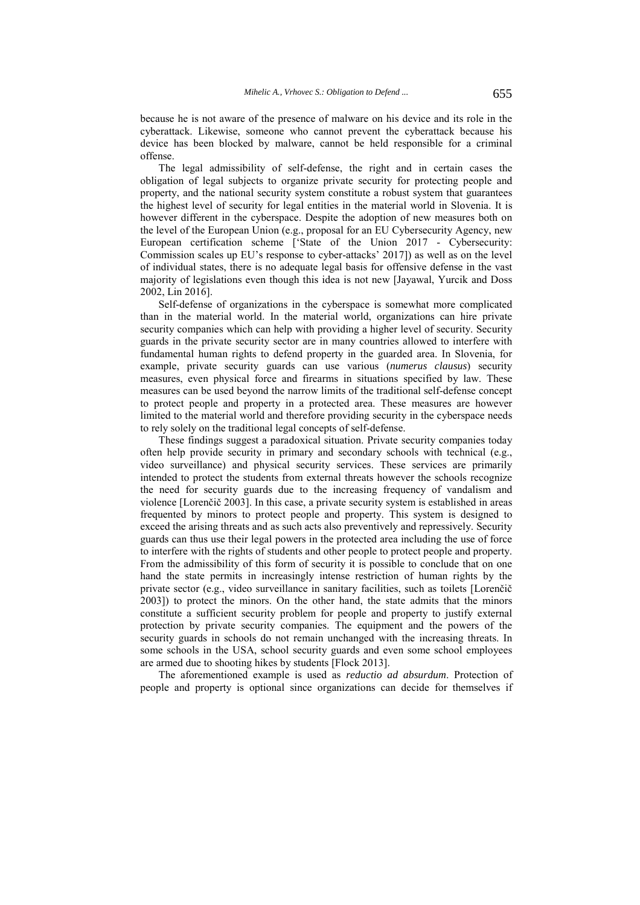because he is not aware of the presence of malware on his device and its role in the cyberattack. Likewise, someone who cannot prevent the cyberattack because his device has been blocked by malware, cannot be held responsible for a criminal offense.

The legal admissibility of self-defense, the right and in certain cases the obligation of legal subjects to organize private security for protecting people and property, and the national security system constitute a robust system that guarantees the highest level of security for legal entities in the material world in Slovenia. It is however different in the cyberspace. Despite the adoption of new measures both on the level of the European Union (e.g., proposal for an EU Cybersecurity Agency, new European certification scheme ['State of the Union 2017 - Cybersecurity: Commission scales up EU's response to cyber-attacks' 2017]) as well as on the level of individual states, there is no adequate legal basis for offensive defense in the vast majority of legislations even though this idea is not new [Jayawal, Yurcik and Doss 2002, Lin 2016].

Self-defense of organizations in the cyberspace is somewhat more complicated than in the material world. In the material world, organizations can hire private security companies which can help with providing a higher level of security. Security guards in the private security sector are in many countries allowed to interfere with fundamental human rights to defend property in the guarded area. In Slovenia, for example, private security guards can use various (*numerus clausus*) security measures, even physical force and firearms in situations specified by law. These measures can be used beyond the narrow limits of the traditional self-defense concept to protect people and property in a protected area. These measures are however limited to the material world and therefore providing security in the cyberspace needs to rely solely on the traditional legal concepts of self-defense.

These findings suggest a paradoxical situation. Private security companies today often help provide security in primary and secondary schools with technical (e.g., video surveillance) and physical security services. These services are primarily intended to protect the students from external threats however the schools recognize the need for security guards due to the increasing frequency of vandalism and violence [Lorenčič 2003]. In this case, a private security system is established in areas frequented by minors to protect people and property. This system is designed to exceed the arising threats and as such acts also preventively and repressively. Security guards can thus use their legal powers in the protected area including the use of force to interfere with the rights of students and other people to protect people and property. From the admissibility of this form of security it is possible to conclude that on one hand the state permits in increasingly intense restriction of human rights by the private sector (e.g., video surveillance in sanitary facilities, such as toilets [Lorenčič 2003]) to protect the minors. On the other hand, the state admits that the minors constitute a sufficient security problem for people and property to justify external protection by private security companies. The equipment and the powers of the security guards in schools do not remain unchanged with the increasing threats. In some schools in the USA, school security guards and even some school employees are armed due to shooting hikes by students [Flock 2013].

The aforementioned example is used as *reductio ad absurdum*. Protection of people and property is optional since organizations can decide for themselves if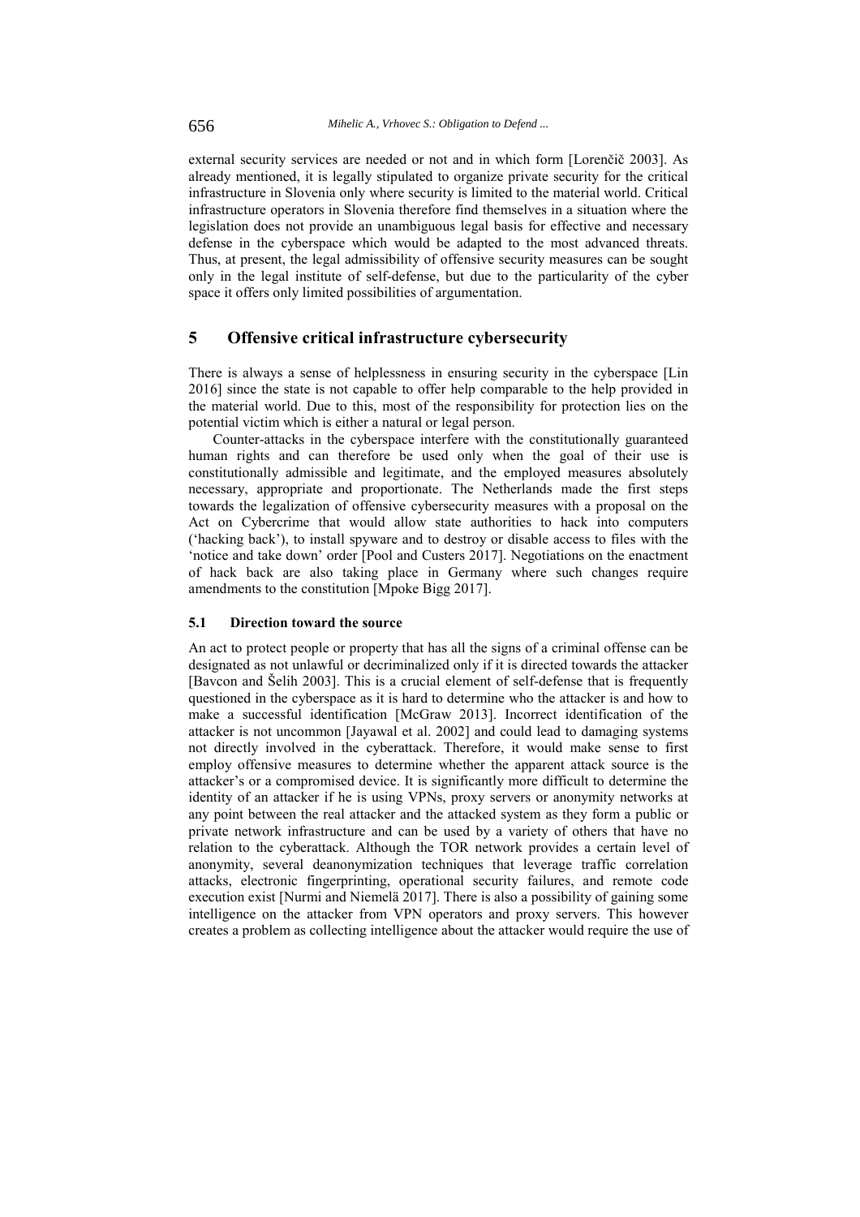external security services are needed or not and in which form [Lorenčič 2003]. As already mentioned, it is legally stipulated to organize private security for the critical infrastructure in Slovenia only where security is limited to the material world. Critical infrastructure operators in Slovenia therefore find themselves in a situation where the legislation does not provide an unambiguous legal basis for effective and necessary defense in the cyberspace which would be adapted to the most advanced threats. Thus, at present, the legal admissibility of offensive security measures can be sought only in the legal institute of self-defense, but due to the particularity of the cyber space it offers only limited possibilities of argumentation.

## 5 Offensive critical infrastructure cybersecurity

There is always a sense of helplessness in ensuring security in the cyberspace [Lin 2016] since the state is not capable to offer help comparable to the help provided in the material world. Due to this, most of the responsibility for protection lies on the potential victim which is either a natural or legal person.

Counter-attacks in the cyberspace interfere with the constitutionally guaranteed human rights and can therefore be used only when the goal of their use is constitutionally admissible and legitimate, and the employed measures absolutely necessary, appropriate and proportionate. The Netherlands made the first steps towards the legalization of offensive cybersecurity measures with a proposal on the Act on Cybercrime that would allow state authorities to hack into computers ('hacking back'), to install spyware and to destroy or disable access to files with the 'notice and take down' order [Pool and Custers 2017]. Negotiations on the enactment of hack back are also taking place in Germany where such changes require amendments to the constitution [Mpoke Bigg 2017].

### 5.1 Direction toward the source

An act to protect people or property that has all the signs of a criminal offense can be designated as not unlawful or decriminalized only if it is directed towards the attacker [Bavcon and Šelih 2003]. This is a crucial element of self-defense that is frequently questioned in the cyberspace as it is hard to determine who the attacker is and how to make a successful identification [McGraw 2013]. Incorrect identification of the attacker is not uncommon [Jayawal et al. 2002] and could lead to damaging systems not directly involved in the cyberattack. Therefore, it would make sense to first employ offensive measures to determine whether the apparent attack source is the attacker's or a compromised device. It is significantly more difficult to determine the identity of an attacker if he is using VPNs, proxy servers or anonymity networks at any point between the real attacker and the attacked system as they form a public or private network infrastructure and can be used by a variety of others that have no relation to the cyberattack. Although the TOR network provides a certain level of anonymity, several deanonymization techniques that leverage traffic correlation attacks, electronic fingerprinting, operational security failures, and remote code execution exist [Nurmi and Niemelä 2017]. There is also a possibility of gaining some intelligence on the attacker from VPN operators and proxy servers. This however creates a problem as collecting intelligence about the attacker would require the use of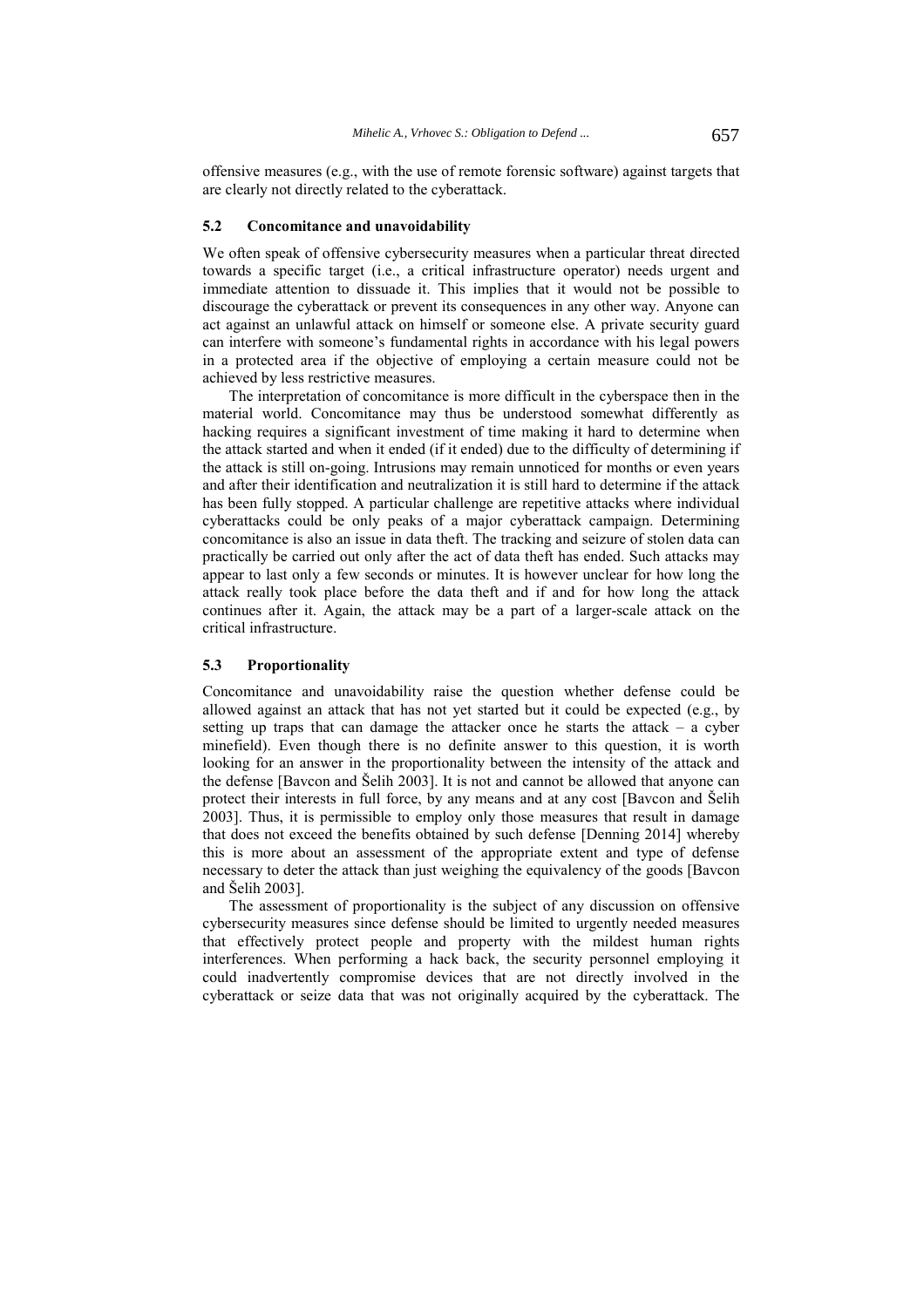offensive measures (e.g., with the use of remote forensic software) against targets that are clearly not directly related to the cyberattack.

### 5.2 Concomitance and unavoidability

We often speak of offensive cybersecurity measures when a particular threat directed towards a specific target (i.e., a critical infrastructure operator) needs urgent and immediate attention to dissuade it. This implies that it would not be possible to discourage the cyberattack or prevent its consequences in any other way. Anyone can act against an unlawful attack on himself or someone else. A private security guard can interfere with someone's fundamental rights in accordance with his legal powers in a protected area if the objective of employing a certain measure could not be achieved by less restrictive measures.

The interpretation of concomitance is more difficult in the cyberspace then in the material world. Concomitance may thus be understood somewhat differently as hacking requires a significant investment of time making it hard to determine when the attack started and when it ended (if it ended) due to the difficulty of determining if the attack is still on-going. Intrusions may remain unnoticed for months or even years and after their identification and neutralization it is still hard to determine if the attack has been fully stopped. A particular challenge are repetitive attacks where individual cyberattacks could be only peaks of a major cyberattack campaign. Determining concomitance is also an issue in data theft. The tracking and seizure of stolen data can practically be carried out only after the act of data theft has ended. Such attacks may appear to last only a few seconds or minutes. It is however unclear for how long the attack really took place before the data theft and if and for how long the attack continues after it. Again, the attack may be a part of a larger-scale attack on the critical infrastructure.

### 5.3 Proportionality

Concomitance and unavoidability raise the question whether defense could be allowed against an attack that has not yet started but it could be expected (e.g., by setting up traps that can damage the attacker once he starts the attack – a cyber minefield). Even though there is no definite answer to this question, it is worth looking for an answer in the proportionality between the intensity of the attack and the defense [Bavcon and Šelih 2003]. It is not and cannot be allowed that anyone can protect their interests in full force, by any means and at any cost [Bavcon and Šelih 2003]. Thus, it is permissible to employ only those measures that result in damage that does not exceed the benefits obtained by such defense [Denning 2014] whereby this is more about an assessment of the appropriate extent and type of defense necessary to deter the attack than just weighing the equivalency of the goods [Bavcon and Šelih 2003].

The assessment of proportionality is the subject of any discussion on offensive cybersecurity measures since defense should be limited to urgently needed measures that effectively protect people and property with the mildest human rights interferences. When performing a hack back, the security personnel employing it could inadvertently compromise devices that are not directly involved in the cyberattack or seize data that was not originally acquired by the cyberattack. The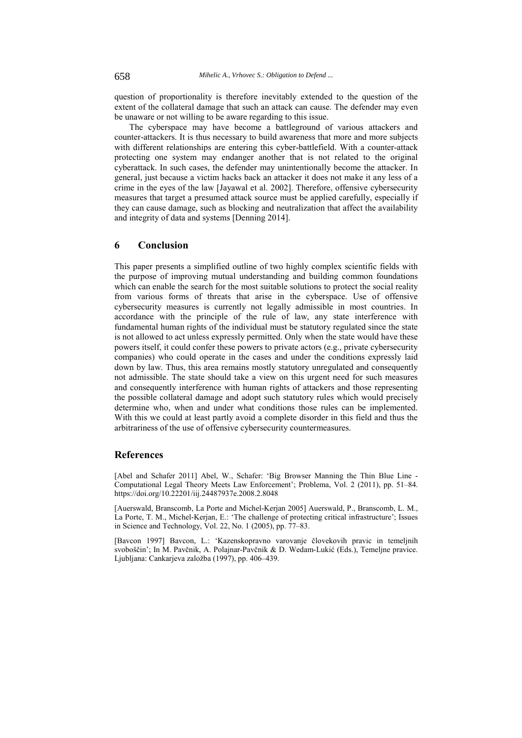question of proportionality is therefore inevitably extended to the question of the extent of the collateral damage that such an attack can cause. The defender may even be unaware or not willing to be aware regarding to this issue.

The cyberspace may have become a battleground of various attackers and counter-attackers. It is thus necessary to build awareness that more and more subjects with different relationships are entering this cyber-battlefield. With a counter-attack protecting one system may endanger another that is not related to the original cyberattack. In such cases, the defender may unintentionally become the attacker. In general, just because a victim hacks back an attacker it does not make it any less of a crime in the eyes of the law [Jayawal et al. 2002]. Therefore, offensive cybersecurity measures that target a presumed attack source must be applied carefully, especially if they can cause damage, such as blocking and neutralization that affect the availability and integrity of data and systems [Denning 2014].

## 6 Conclusion

This paper presents a simplified outline of two highly complex scientific fields with the purpose of improving mutual understanding and building common foundations which can enable the search for the most suitable solutions to protect the social reality from various forms of threats that arise in the cyberspace. Use of offensive cybersecurity measures is currently not legally admissible in most countries. In accordance with the principle of the rule of law, any state interference with fundamental human rights of the individual must be statutory regulated since the state is not allowed to act unless expressly permitted. Only when the state would have these powers itself, it could confer these powers to private actors (e.g., private cybersecurity companies) who could operate in the cases and under the conditions expressly laid down by law. Thus, this area remains mostly statutory unregulated and consequently not admissible. The state should take a view on this urgent need for such measures and consequently interference with human rights of attackers and those representing the possible collateral damage and adopt such statutory rules which would precisely determine who, when and under what conditions those rules can be implemented. With this we could at least partly avoid a complete disorder in this field and thus the arbitrariness of the use of offensive cybersecurity countermeasures.

## References

[Abel and Schafer 2011] Abel, W., Schafer: 'Big Browser Manning the Thin Blue Line - Computational Legal Theory Meets Law Enforcement'; Problema, Vol. 2 (2011), pp. 51–84. https://doi.org/10.22201/iij.24487937e.2008.2.8048

[Auerswald, Branscomb, La Porte and Michel-Kerjan 2005] Auerswald, P., Branscomb, L. M., La Porte, T. M., Michel-Kerjan, E.: 'The challenge of protecting critical infrastructure'; Issues in Science and Technology, Vol. 22, No. 1 (2005), pp. 77–83.

[Bavcon 1997] Bavcon, L.: 'Kazenskopravno varovanje človekovih pravic in temeljnih svoboščin'; In M. Pavčnik, A. Polajnar-Pavčnik & D. Wedam-Lukić (Eds.), Temeljne pravice. Ljubljana: Cankarjeva založba (1997), pp. 406–439.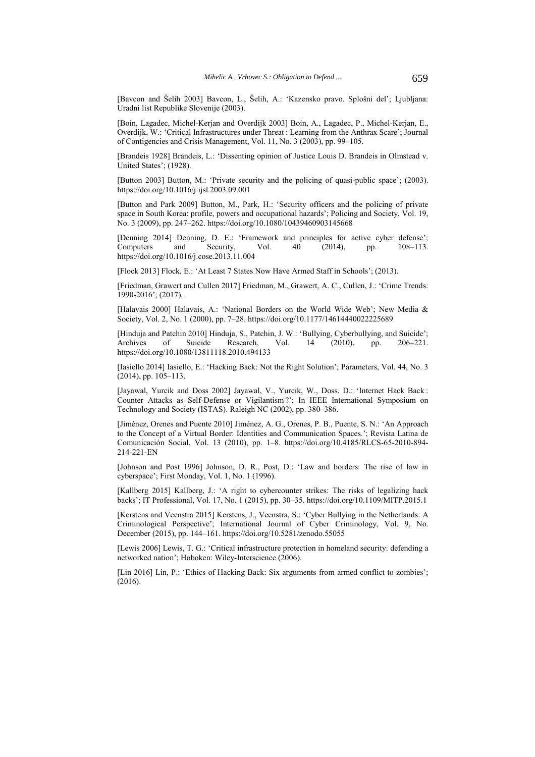[Bavcon and Šelih 2003] Bavcon, L., Šelih, A.: 'Kazensko pravo. Splošni del'; Ljubljana: Uradni list Republike Slovenije (2003).

[Boin, Lagadec, Michel-Kerjan and Overdijk 2003] Boin, A., Lagadec, P., Michel-Kerjan, E., Overdijk, W.: 'Critical Infrastructures under Threat : Learning from the Anthrax Scare'; Journal of Contigencies and Crisis Management, Vol. 11, No. 3 (2003), pp. 99–105.

[Brandeis 1928] Brandeis, L.: 'Dissenting opinion of Justice Louis D. Brandeis in Olmstead v. United States'; (1928).

[Button 2003] Button, M.: 'Private security and the policing of quasi-public space'; (2003). https://doi.org/10.1016/j.ijsl.2003.09.001

[Button and Park 2009] Button, M., Park, H.: 'Security officers and the policing of private space in South Korea: profile, powers and occupational hazards'; Policing and Society, Vol. 19, No. 3 (2009), pp. 247–262. https://doi.org/10.1080/10439460903145668

[Denning 2014] Denning, D. E.: 'Framework and principles for active cyber defense'; Computers and Security, Vol. 40 (2014), pp. 108–113. https://doi.org/10.1016/j.cose.2013.11.004

[Flock 2013] Flock, E.: 'At Least 7 States Now Have Armed Staff in Schools'; (2013).

[Friedman, Grawert and Cullen 2017] Friedman, M., Grawert, A. C., Cullen, J.: 'Crime Trends: 1990-2016'; (2017).

[Halavais 2000] Halavais, A.: 'National Borders on the World Wide Web'; New Media & Society, Vol. 2, No. 1 (2000), pp. 7–28. https://doi.org/10.1177/14614440022225689

[Hinduja and Patchin 2010] Hinduja, S., Patchin, J. W.: 'Bullying, Cyberbullying, and Suicide'; Archives of Suicide Research, Vol. 14 (2010), pp. 206–221. https://doi.org/10.1080/13811118.2010.494133

[Iasiello 2014] Iasiello, E.: 'Hacking Back: Not the Right Solution'; Parameters, Vol. 44, No. 3 (2014), pp. 105–113.

[Jayawal, Yurcik and Doss 2002] Jayawal, V., Yurcik, W., Doss, D.: 'Internet Hack Back : Counter Attacks as Self-Defense or Vigilantism ?'; In IEEE International Symposium on Technology and Society (ISTAS). Raleigh NC (2002), pp. 380–386.

[Jiménez, Orenes and Puente 2010] Jiménez, A. G., Orenes, P. B., Puente, S. N.: 'An Approach to the Concept of a Virtual Border: Identities and Communication Spaces.'; Revista Latina de Comunicación Social, Vol. 13 (2010), pp. 1–8. https://doi.org/10.4185/RLCS-65-2010-894-214-221-EN

[Johnson and Post 1996] Johnson, D. R., Post, D.: 'Law and borders: The rise of law in cyberspace'; First Monday, Vol. 1, No. 1 (1996).

[Kallberg 2015] Kallberg, J.: 'A right to cybercounter strikes: The risks of legalizing hack backs'; IT Professional, Vol. 17, No. 1 (2015), pp. 30–35. https://doi.org/10.1109/MITP.2015.1

[Kerstens and Veenstra 2015] Kerstens, J., Veenstra, S.: 'Cyber Bullying in the Netherlands: A Criminological Perspective'; International Journal of Cyber Criminology, Vol. 9, No. December (2015), pp. 144–161. https://doi.org/10.5281/zenodo.55055

[Lewis 2006] Lewis, T. G.: 'Critical infrastructure protection in homeland security: defending a networked nation'; Hoboken: Wiley-Interscience (2006).

[Lin 2016] Lin, P.: 'Ethics of Hacking Back: Six arguments from armed conflict to zombies'; (2016).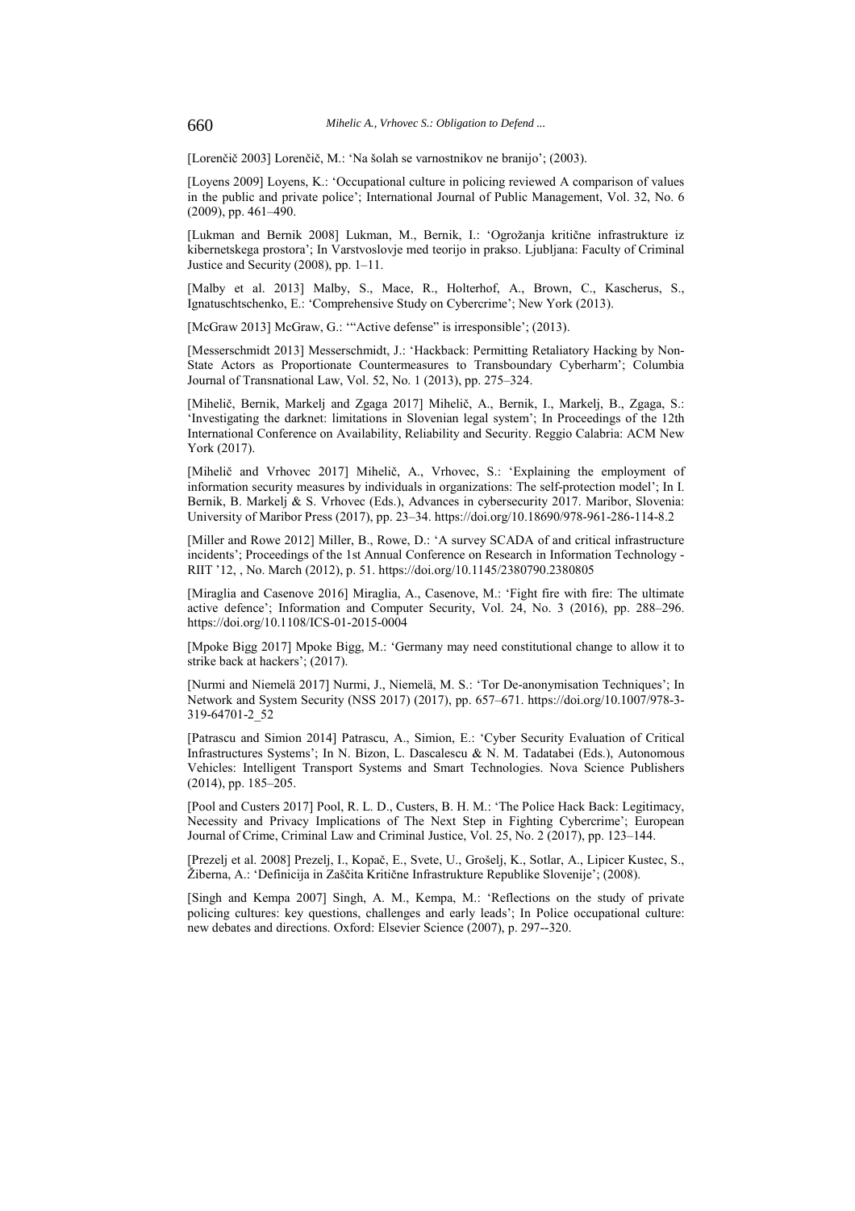[Lorenčič 2003] Lorenčič, M.: 'Na šolah se varnostnikov ne branijo'; (2003).

[Loyens 2009] Loyens, K.: 'Occupational culture in policing reviewed A comparison of values in the public and private police'; International Journal of Public Management, Vol. 32, No. 6 (2009), pp. 461–490.

[Lukman and Bernik 2008] Lukman, M., Bernik, I.: 'Ogrožanja kritične infrastrukture iz kibernetskega prostora'; In Varstvoslovje med teorijo in prakso. Ljubljana: Faculty of Criminal Justice and Security (2008), pp. 1–11.

[Malby et al. 2013] Malby, S., Mace, R., Holterhof, A., Brown, C., Kascherus, S., Ignatuschtschenko, E.: 'Comprehensive Study on Cybercrime'; New York (2013).

[McGraw 2013] McGraw, G.: '"Active defense" is irresponsible'; (2013).

[Messerschmidt 2013] Messerschmidt, J.: 'Hackback: Permitting Retaliatory Hacking by Non-State Actors as Proportionate Countermeasures to Transboundary Cyberharm'; Columbia Journal of Transnational Law, Vol. 52, No. 1 (2013), pp. 275–324.

[Mihelič, Bernik, Markelj and Zgaga 2017] Mihelič, A., Bernik, I., Markelj, B., Zgaga, S.: 'Investigating the darknet: limitations in Slovenian legal system'; In Proceedings of the 12th International Conference on Availability, Reliability and Security. Reggio Calabria: ACM New York (2017).

[Mihelič and Vrhovec 2017] Mihelič, A., Vrhovec, S.: 'Explaining the employment of information security measures by individuals in organizations: The self-protection model'; In I. Bernik, B. Markelj & S. Vrhovec (Eds.), Advances in cybersecurity 2017. Maribor, Slovenia: University of Maribor Press (2017), pp. 23–34. https://doi.org/10.18690/978-961-286-114-8.2

[Miller and Rowe 2012] Miller, B., Rowe, D.: 'A survey SCADA of and critical infrastructure incidents'; Proceedings of the 1st Annual Conference on Research in Information Technology - RIIT '12, , No. March (2012), p. 51. https://doi.org/10.1145/2380790.2380805

[Miraglia and Casenove 2016] Miraglia, A., Casenove, M.: 'Fight fire with fire: The ultimate active defence'; Information and Computer Security, Vol. 24, No. 3 (2016), pp. 288–296. https://doi.org/10.1108/ICS-01-2015-0004

[Mpoke Bigg 2017] Mpoke Bigg, M.: 'Germany may need constitutional change to allow it to strike back at hackers'; (2017).

[Nurmi and Niemelä 2017] Nurmi, J., Niemelä, M. S.: 'Tor De-anonymisation Techniques'; In Network and System Security (NSS 2017) (2017), pp. 657–671. https://doi.org/10.1007/978-3-319-64701-2_52

[Patrascu and Simion 2014] Patrascu, A., Simion, E.: 'Cyber Security Evaluation of Critical Infrastructures Systems'; In N. Bizon, L. Dascalescu & N. M. Tadatabei (Eds.), Autonomous Vehicles: Intelligent Transport Systems and Smart Technologies. Nova Science Publishers (2014), pp. 185–205.

[Pool and Custers 2017] Pool, R. L. D., Custers, B. H. M.: 'The Police Hack Back: Legitimacy, Necessity and Privacy Implications of The Next Step in Fighting Cybercrime'; European Journal of Crime, Criminal Law and Criminal Justice, Vol. 25, No. 2 (2017), pp. 123–144.

[Prezelj et al. 2008] Prezelj, I., Kopač, E., Svete, U., Grošelj, K., Sotlar, A., Lipicer Kustec, S., Žiberna, A.: 'Definicija in Zaščita Kritične Infrastrukture Republike Slovenije'; (2008).

[Singh and Kempa 2007] Singh, A. M., Kempa, M.: 'Reflections on the study of private policing cultures: key questions, challenges and early leads'; In Police occupational culture: new debates and directions. Oxford: Elsevier Science (2007), p. 297--320.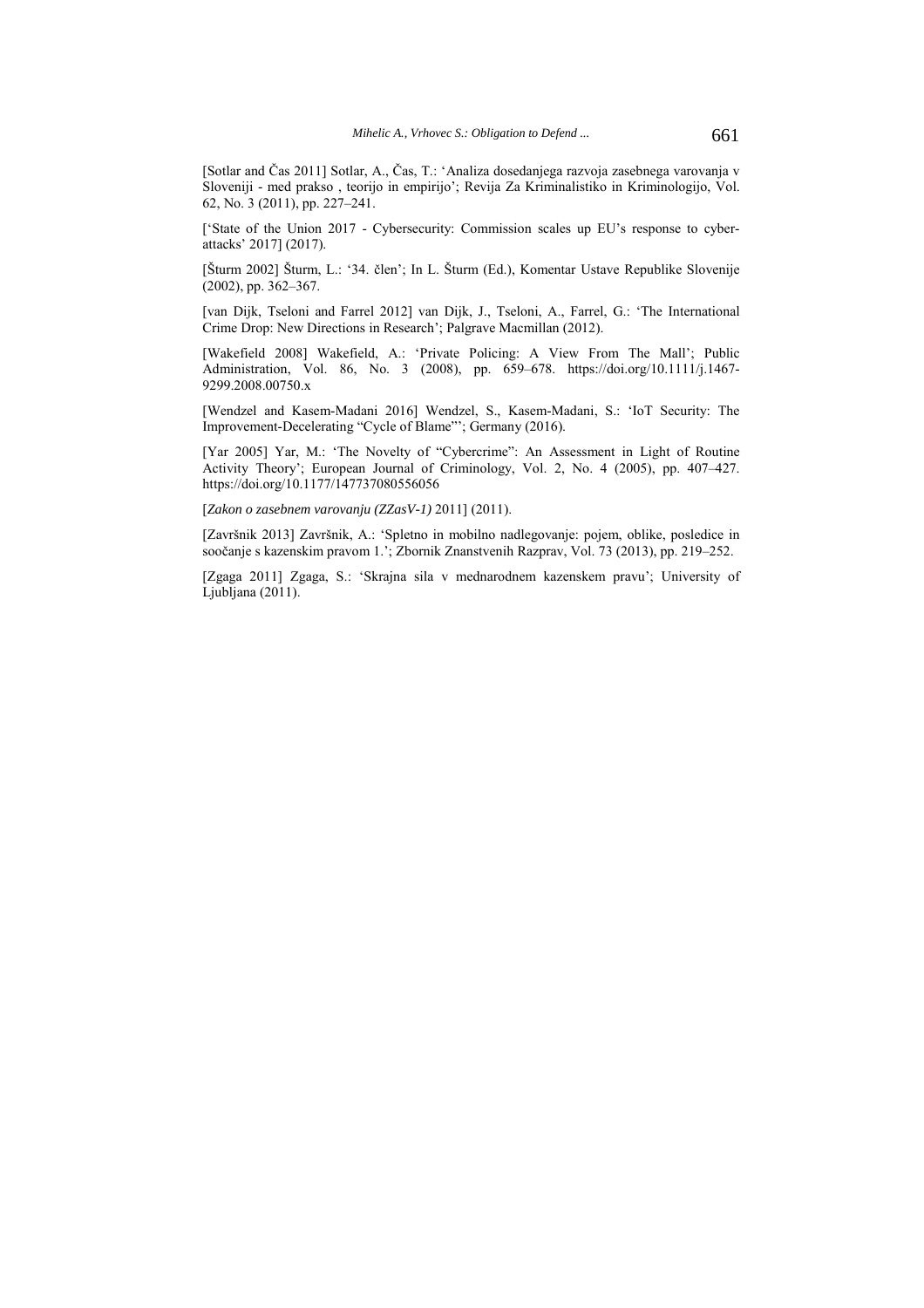[Sotlar and Čas 2011] Sotlar, A., Čas, T.: 'Analiza dosedanjega razvoja zasebnega varovanja v Sloveniji - med prakso , teorijo in empirijo'; Revija Za Kriminalistiko in Kriminologijo, Vol. 62, No. 3 (2011), pp. 227–241.

['State of the Union 2017 - Cybersecurity: Commission scales up EU's response to cyber-attacks' 2017] (2017).

[Šturm 2002] Šturm, L.: '34. člen'; In L. Šturm (Ed.), Komentar Ustave Republike Slovenije (2002), pp. 362–367.

[van Dijk, Tseloni and Farrel 2012] van Dijk, J., Tseloni, A., Farrel, G.: 'The International Crime Drop: New Directions in Research'; Palgrave Macmillan (2012).

[Wakefield 2008] Wakefield, A.: 'Private Policing: A View From The Mall'; Public Administration, Vol. 86, No. 3 (2008), pp. 659–678. https://doi.org/10.1111/j.1467-9299.2008.00750.x

[Wendzel and Kasem-Madani 2016] Wendzel, S., Kasem-Madani, S.: 'IoT Security: The Improvement-Decelerating "Cycle of Blame"'; Germany (2016).

[Yar 2005] Yar, M.: 'The Novelty of "Cybercrime": An Assessment in Light of Routine Activity Theory'; European Journal of Criminology, Vol. 2, No. 4 (2005), pp. 407–427. https://doi.org/10.1177/147737080556056

[*Zakon o zasebnem varovanju (ZZasV-1)* 2011] (2011).

[Završnik 2013] Završnik, A.: 'Spletno in mobilno nadlegovanje: pojem, oblike, posledice in soočanje s kazenskim pravom 1.'; Zbornik Znanstvenih Razprav, Vol. 73 (2013), pp. 219–252.

[Zgaga 2011] Zgaga, S.: 'Skrajna sila v mednarodnem kazenskem pravu'; University of Ljubljana (2011).